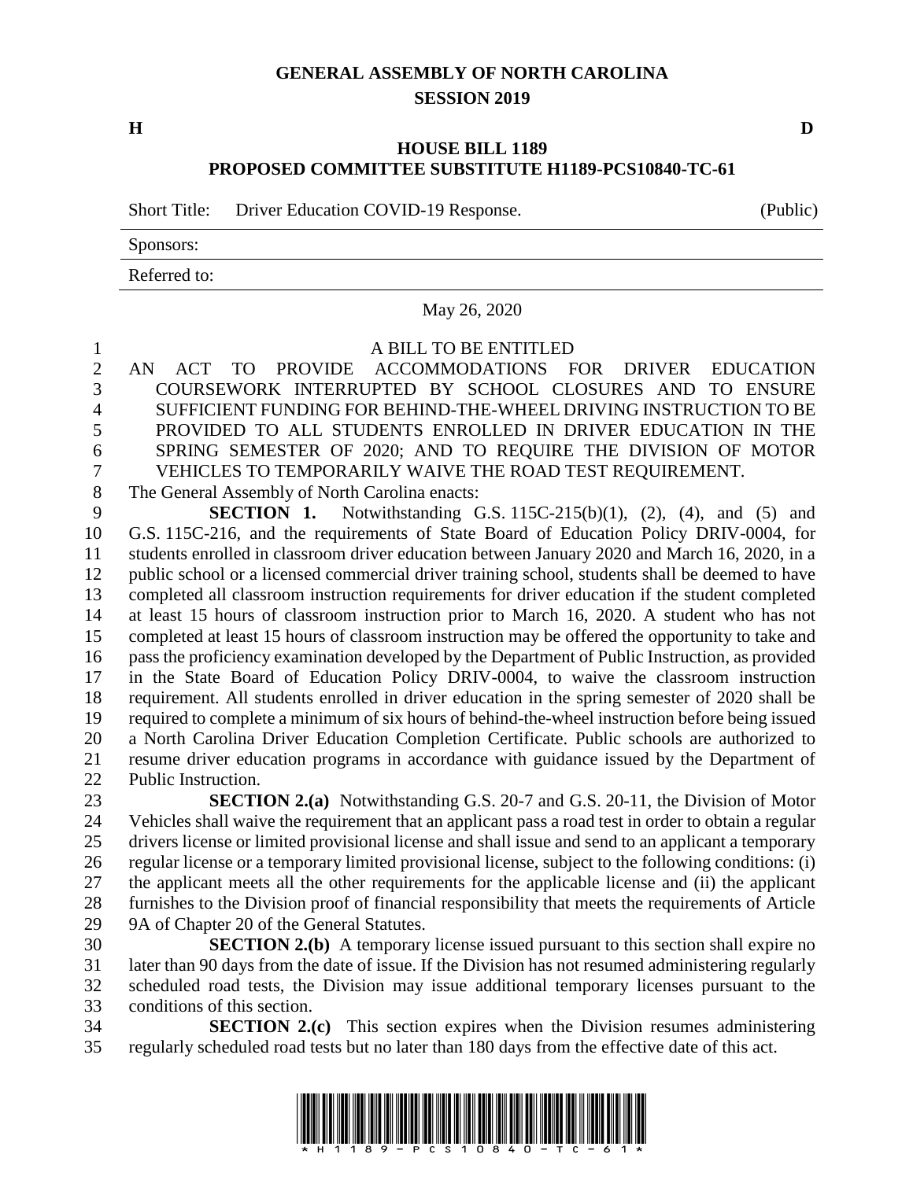# GENERAL ASSEMBLY OF NORTH CAROLINA
## SESSION 2019

**H** **D**

## HOUSE BILL 1189
## PROPOSED COMMITTEE SUBSTITUTE H1189-PCS10840-TC-61

Short Title: Driver Education COVID-19 Response. (Public)

Sponsors:

Referred to:

May 26, 2020

A BILL TO BE ENTITLED

AN ACT TO PROVIDE ACCOMMODATIONS FOR DRIVER EDUCATION COURSEWORK INTERRUPTED BY SCHOOL CLOSURES AND TO ENSURE SUFFICIENT FUNDING FOR BEHIND-THE-WHEEL DRIVING INSTRUCTION TO BE PROVIDED TO ALL STUDENTS ENROLLED IN DRIVER EDUCATION IN THE SPRING SEMESTER OF 2020; AND TO REQUIRE THE DIVISION OF MOTOR VEHICLES TO TEMPORARILY WAIVE THE ROAD TEST REQUIREMENT.

The General Assembly of North Carolina enacts:

**SECTION 1.** Notwithstanding G.S. 115C-215(b)(1), (2), (4), and (5) and G.S. 115C-216, and the requirements of State Board of Education Policy DRIV-0004, for students enrolled in classroom driver education between January 2020 and March 16, 2020, in a public school or a licensed commercial driver training school, students shall be deemed to have completed all classroom instruction requirements for driver education if the student completed at least 15 hours of classroom instruction prior to March 16, 2020. A student who has not completed at least 15 hours of classroom instruction may be offered the opportunity to take and pass the proficiency examination developed by the Department of Public Instruction, as provided in the State Board of Education Policy DRIV-0004, to waive the classroom instruction requirement. All students enrolled in driver education in the spring semester of 2020 shall be required to complete a minimum of six hours of behind-the-wheel instruction before being issued a North Carolina Driver Education Completion Certificate. Public schools are authorized to resume driver education programs in accordance with guidance issued by the Department of Public Instruction.

**SECTION 2.(a)** Notwithstanding G.S. 20-7 and G.S. 20-11, the Division of Motor Vehicles shall waive the requirement that an applicant pass a road test in order to obtain a regular drivers license or limited provisional license and shall issue and send to an applicant a temporary regular license or a temporary limited provisional license, subject to the following conditions: (i) the applicant meets all the other requirements for the applicable license and (ii) the applicant furnishes to the Division proof of financial responsibility that meets the requirements of Article 9A of Chapter 20 of the General Statutes.

**SECTION 2.(b)** A temporary license issued pursuant to this section shall expire no later than 90 days from the date of issue. If the Division has not resumed administering regularly scheduled road tests, the Division may issue additional temporary licenses pursuant to the conditions of this section.

**SECTION 2.(c)** This section expires when the Division resumes administering regularly scheduled road tests but no later than 180 days from the effective date of this act.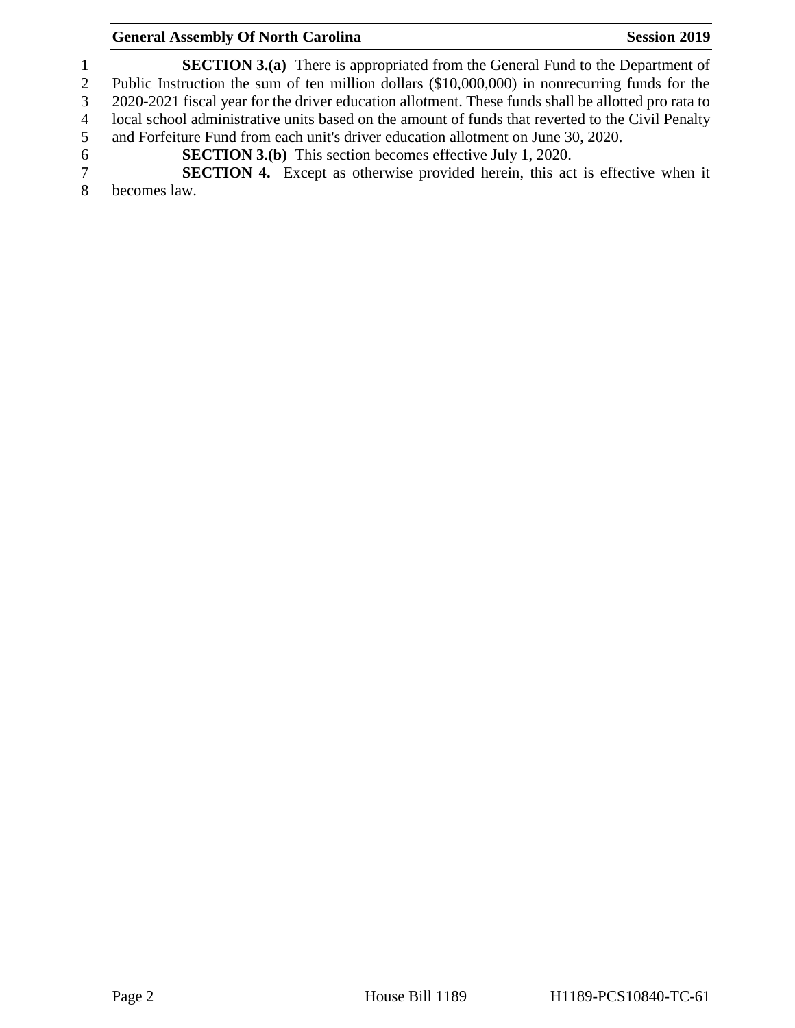**SECTION 3.(a)** There is appropriated from the General Fund to the Department of Public Instruction the sum of ten million dollars ($10,000,000) in nonrecurring funds for the 2020-2021 fiscal year for the driver education allotment. These funds shall be allotted pro rata to local school administrative units based on the amount of funds that reverted to the Civil Penalty and Forfeiture Fund from each unit's driver education allotment on June 30, 2020.

**SECTION 3.(b)** This section becomes effective July 1, 2020.

**SECTION 4.** Except as otherwise provided herein, this act is effective when it becomes law.